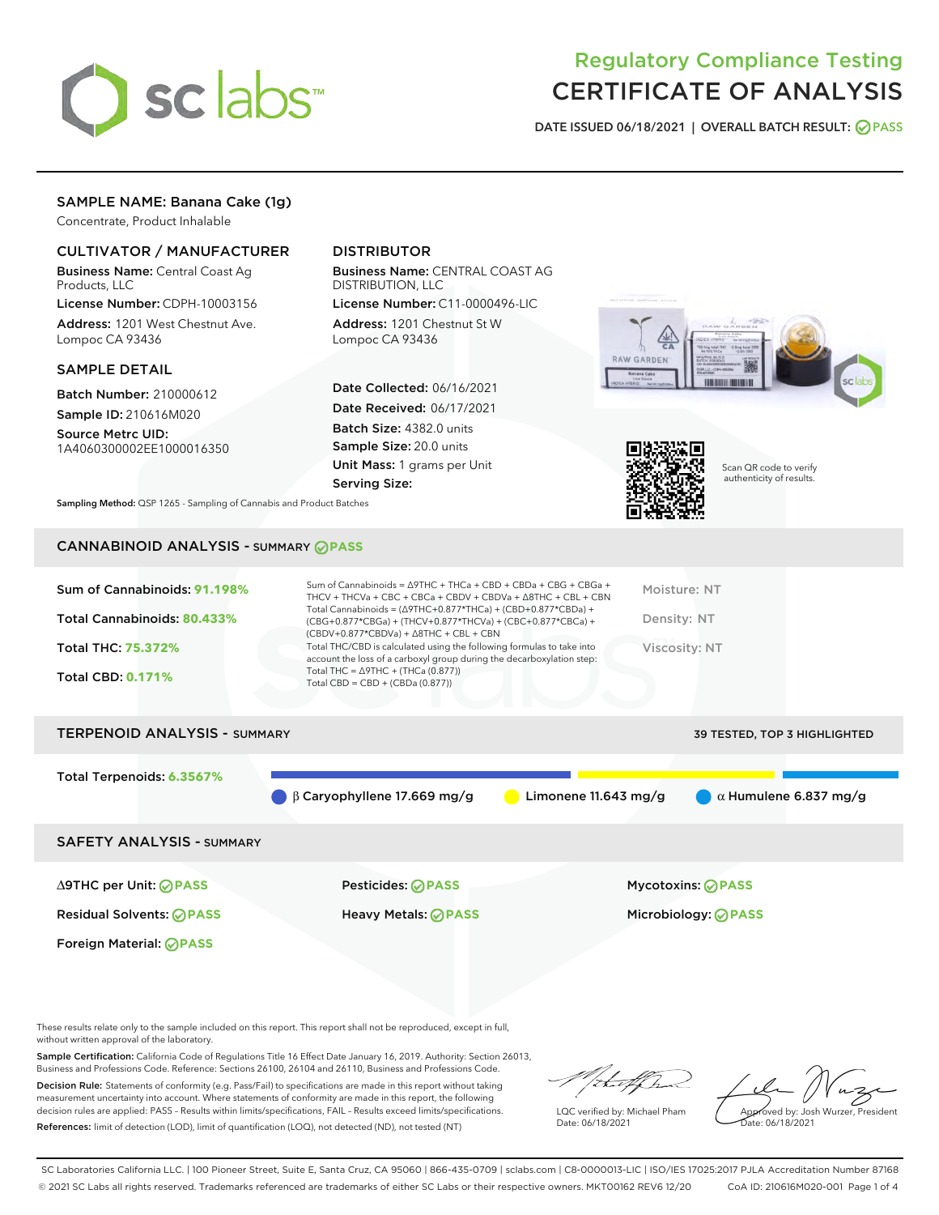# Regulatory Compliance Testing
# CERTIFICATE OF ANALYSIS

DATE ISSUED 06/18/2021 | OVERALL BATCH RESULT: PASS

## SAMPLE NAME: Banana Cake (1g)

Concentrate, Product Inhalable

### CULTIVATOR / MANUFACTURER

**Business Name:** Central Coast Ag Products, LLC

**License Number:** CDPH-10003156

**Address:** 1201 West Chestnut Ave. Lompoc CA 93436

### DISTRIBUTOR

**Business Name:** CENTRAL COAST AG DISTRIBUTION, LLC

**License Number:** C11-0000496-LIC

**Address:** 1201 Chestnut St W Lompoc CA 93436

### SAMPLE DETAIL

**Batch Number:** 210000612

**Sample ID:** 210616M020

**Source Metrc UID:** 1A4060300002EE1000016350

**Date Collected:** 06/16/2021

**Date Received:** 06/17/2021

**Batch Size:** 4382.0 units

**Sample Size:** 20.0 units

**Unit Mass:** 1 grams per Unit

**Serving Size:**

Scan QR code to verify authenticity of results.

**Sampling Method:** QSP 1265 - Sampling of Cannabis and Product Batches

## CANNABINOID ANALYSIS - SUMMARY PASS

**Sum of Cannabinoids:** 91.198%

**Total Cannabinoids:** 80.433%

**Total THC:** 75.372%

**Total CBD:** 0.171%

Sum of Cannabinoids = Δ9THC + THCa + CBD + CBDa + CBG + CBGa + THCV + THCVa + CBC + CBCa + CBDV + CBDVa + Δ8THC + CBL + CBN

Total Cannabinoids = (Δ9THC+0.877*THCa) + (CBD+0.877*CBDa) + (CBG+0.877*CBGa) + (THCV+0.877*THCVa) + (CBC+0.877*CBCa) + (CBDV+0.877*CBDVa) + Δ8THC + CBL + CBN

Total THC/CBD is calculated using the following formulas to take into account the loss of a carboxyl group during the decarboxylation step:
Total THC = Δ9THC + (THCa (0.877))
Total CBD = CBD + (CBDa (0.877))

Moisture: NT

Density: NT

Viscosity: NT

## TERPENOID ANALYSIS - SUMMARY

39 TESTED, TOP 3 HIGHLIGHTED

**Total Terpenoids:** 6.3567%

β Caryophyllene 17.669 mg/g | Limonene 11.643 mg/g | α Humulene 6.837 mg/g

## SAFETY ANALYSIS - SUMMARY

| | | |
|---|---|---|
| Δ9THC per Unit: PASS | Pesticides: PASS | Mycotoxins: PASS |
| Residual Solvents: PASS | Heavy Metals: PASS | Microbiology: PASS |
| Foreign Material: PASS | | |

These results relate only to the sample included on this report. This report shall not be reproduced, except in full, without written approval of the laboratory.

**Sample Certification:** California Code of Regulations Title 16 Effect Date January 16, 2019. Authority: Section 26013, Business and Professions Code. Reference: Sections 26100, 26104 and 26110, Business and Professions Code.

**Decision Rule:** Statements of conformity (e.g. Pass/Fail) to specifications are made in this report without taking measurement uncertainty into account. Where statements of conformity are made in this report, the following decision rules are applied: PASS – Results within limits/specifications, FAIL – Results exceed limits/specifications.

**References:** limit of detection (LOD), limit of quantification (LOQ), not detected (ND), not tested (NT)

LQC verified by: Michael Pham
Date: 06/18/2021

Approved by: Josh Wurzer, President
Date: 06/18/2021

SC Laboratories California LLC. | 100 Pioneer Street, Suite E, Santa Cruz, CA 95060 | 866-435-0709 | sclabs.com | C8-0000013-LIC | ISO/IES 17025:2017 PJLA Accreditation Number 87168
© 2021 SC Labs all rights reserved. Trademarks referenced are trademarks of either SC Labs or their respective owners. MKT00162 REV6 12/20 CoA ID: 210616M020-001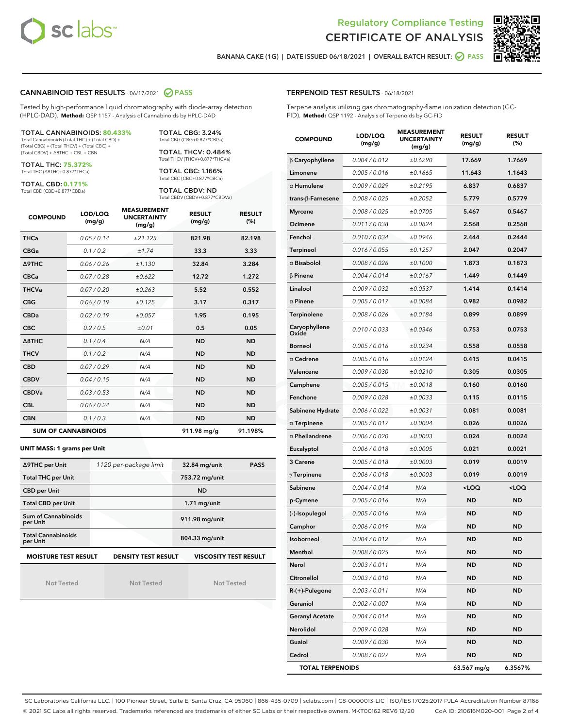Regulatory Compliance Testing
CERTIFICATE OF ANALYSIS

BANANA CAKE (1G) | DATE ISSUED 06/18/2021 | OVERALL BATCH RESULT: PASS

## CANNABINOID TEST RESULTS - 06/17/2021 PASS

Tested by high-performance liquid chromatography with diode-array detection (HPLC-DAD). **Method:** QSP 1157 - Analysis of Cannabinoids by HPLC-DAD

**TOTAL CANNABINOIDS: 80.433%**
Total Cannabinoids (Total THC) + (Total CBD) + (Total CBG) + (Total THCV) + (Total CBC) + (Total CBDV) + Δ8THC + CBL + CBN

**TOTAL THC: 75.372%**
Total THC (Δ9THC+0.877*THCa)

**TOTAL CBD: 0.171%**
Total CBD (CBD+0.877*CBDa)

**TOTAL CBG: 3.24%**
Total CBG (CBG+0.877*CBGa)

**TOTAL THCV: 0.484%**
Total THCV (THCV+0.877*THCVa)

**TOTAL CBC: 1.166%**
Total CBC (CBC+0.877*CBCa)

**TOTAL CBDV: ND**
Total CBDV (CBDV+0.877*CBDVa)

| COMPOUND | LOD/LOQ (mg/g) | MEASUREMENT UNCERTAINTY (mg/g) | RESULT (mg/g) | RESULT (%) |
|---|---|---|---|---|
| THCa | 0.05 / 0.14 | ±21.125 | 821.98 | 82.198 |
| CBGa | 0.1 / 0.2 | ±1.74 | 33.3 | 3.33 |
| Δ9THC | 0.06 / 0.26 | ±1.130 | 32.84 | 3.284 |
| CBCa | 0.07 / 0.28 | ±0.622 | 12.72 | 1.272 |
| THCVa | 0.07 / 0.20 | ±0.263 | 5.52 | 0.552 |
| CBG | 0.06 / 0.19 | ±0.125 | 3.17 | 0.317 |
| CBDa | 0.02 / 0.19 | ±0.057 | 1.95 | 0.195 |
| CBC | 0.2 / 0.5 | ±0.01 | 0.5 | 0.05 |
| Δ8THC | 0.1 / 0.4 | N/A | ND | ND |
| THCV | 0.1 / 0.2 | N/A | ND | ND |
| CBD | 0.07 / 0.29 | N/A | ND | ND |
| CBDV | 0.04 / 0.15 | N/A | ND | ND |
| CBDVa | 0.03 / 0.53 | N/A | ND | ND |
| CBL | 0.06 / 0.24 | N/A | ND | ND |
| CBN | 0.1 / 0.3 | N/A | ND | ND |
| **SUM OF CANNABINOIDS** | | | 911.98 mg/g | 91.198% |

**UNIT MASS: 1 grams per Unit**

| | | | |
|---|---|---|---|
| Δ9THC per Unit | 1120 per-package limit | 32.84 mg/unit | PASS |
| Total THC per Unit | | 753.72 mg/unit | |
| CBD per Unit | | ND | |
| Total CBD per Unit | | 1.71 mg/unit | |
| Sum of Cannabinoids per Unit | | 911.98 mg/unit | |
| Total Cannabinoids per Unit | | 804.33 mg/unit | |

| MOISTURE TEST RESULT | DENSITY TEST RESULT | VISCOSITY TEST RESULT |
|---|---|---|
| Not Tested | Not Tested | Not Tested |

## TERPENOID TEST RESULTS - 06/18/2021

Terpene analysis utilizing gas chromatography-flame ionization detection (GC-FID). **Method:** QSP 1192 - Analysis of Terpenoids by GC-FID

| COMPOUND | LOD/LOQ (mg/g) | MEASUREMENT UNCERTAINTY (mg/g) | RESULT (mg/g) | RESULT (%) |
|---|---|---|---|---|
| β Caryophyllene | 0.004 / 0.012 | ±0.6290 | 17.669 | 1.7669 |
| Limonene | 0.005 / 0.016 | ±0.1665 | 11.643 | 1.1643 |
| α Humulene | 0.009 / 0.029 | ±0.2195 | 6.837 | 0.6837 |
| trans-β-Farnesene | 0.008 / 0.025 | ±0.2052 | 5.779 | 0.5779 |
| Myrcene | 0.008 / 0.025 | ±0.0705 | 5.467 | 0.5467 |
| Ocimene | 0.011 / 0.038 | ±0.0824 | 2.568 | 0.2568 |
| Fenchol | 0.010 / 0.034 | ±0.0946 | 2.444 | 0.2444 |
| Terpineol | 0.016 / 0.055 | ±0.1257 | 2.047 | 0.2047 |
| α Bisabolol | 0.008 / 0.026 | ±0.1000 | 1.873 | 0.1873 |
| β Pinene | 0.004 / 0.014 | ±0.0167 | 1.449 | 0.1449 |
| Linalool | 0.009 / 0.032 | ±0.0537 | 1.414 | 0.1414 |
| α Pinene | 0.005 / 0.017 | ±0.0084 | 0.982 | 0.0982 |
| Terpinolene | 0.008 / 0.026 | ±0.0184 | 0.899 | 0.0899 |
| Caryophyllene Oxide | 0.010 / 0.033 | ±0.0346 | 0.753 | 0.0753 |
| Borneol | 0.005 / 0.016 | ±0.0234 | 0.558 | 0.0558 |
| α Cedrene | 0.005 / 0.016 | ±0.0124 | 0.415 | 0.0415 |
| Valencene | 0.009 / 0.030 | ±0.0210 | 0.305 | 0.0305 |
| Camphene | 0.005 / 0.015 | ±0.0018 | 0.160 | 0.0160 |
| Fenchone | 0.009 / 0.028 | ±0.0033 | 0.115 | 0.0115 |
| Sabinene Hydrate | 0.006 / 0.022 | ±0.0031 | 0.081 | 0.0081 |
| α Terpinene | 0.005 / 0.017 | ±0.0004 | 0.026 | 0.0026 |
| α Phellandrene | 0.006 / 0.020 | ±0.0003 | 0.024 | 0.0024 |
| Eucalyptol | 0.006 / 0.018 | ±0.0005 | 0.021 | 0.0021 |
| 3 Carene | 0.005 / 0.018 | ±0.0003 | 0.019 | 0.0019 |
| γ Terpinene | 0.006 / 0.018 | ±0.0003 | 0.019 | 0.0019 |
| Sabinene | 0.004 / 0.014 | N/A | <LOQ | <LOQ |
| p-Cymene | 0.005 / 0.016 | N/A | ND | ND |
| (-)-Isopulegol | 0.005 / 0.016 | N/A | ND | ND |
| Camphor | 0.006 / 0.019 | N/A | ND | ND |
| Isoborneol | 0.004 / 0.012 | N/A | ND | ND |
| Menthol | 0.008 / 0.025 | N/A | ND | ND |
| Nerol | 0.003 / 0.011 | N/A | ND | ND |
| Citronellol | 0.003 / 0.010 | N/A | ND | ND |
| R-(+)-Pulegone | 0.003 / 0.011 | N/A | ND | ND |
| Geraniol | 0.002 / 0.007 | N/A | ND | ND |
| Geranyl Acetate | 0.004 / 0.014 | N/A | ND | ND |
| Nerolidol | 0.009 / 0.028 | N/A | ND | ND |
| Guaiol | 0.009 / 0.030 | N/A | ND | ND |
| Cedrol | 0.008 / 0.027 | N/A | ND | ND |
| **TOTAL TERPENOIDS** | | | 63.567 mg/g | 6.3567% |

SC Laboratories California LLC. | 100 Pioneer Street, Suite E, Santa Cruz, CA 95060 | 866-435-0709 | sclabs.com | C8-0000013-LIC | ISO/IES 17025:2017 PJLA Accreditation Number 87168
© 2021 SC Labs all rights reserved. Trademarks referenced are trademarks of either SC Labs or their respective owners. MKT00162 REV6 12/20 CoA ID: 210616M020-001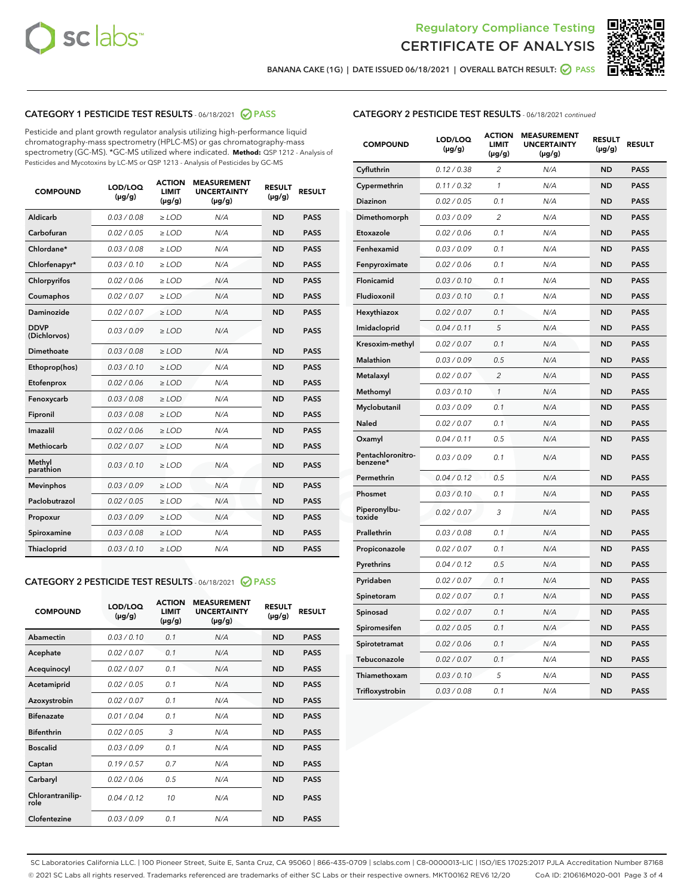Regulatory Compliance Testing

# CERTIFICATE OF ANALYSIS

BANANA CAKE (1G) | DATE ISSUED 06/18/2021 | OVERALL BATCH RESULT: PASS

## CATEGORY 1 PESTICIDE TEST RESULTS - 06/18/2021 PASS

Pesticide and plant growth regulator analysis utilizing high-performance liquid chromatography-mass spectrometry (HPLC-MS) or gas chromatography-mass spectrometry (GC-MS). *GC-MS utilized where indicated. **Method:** QSP 1212 - Analysis of Pesticides and Mycotoxins by LC-MS or QSP 1213 - Analysis of Pesticides by GC-MS

| COMPOUND | LOD/LOQ (µg/g) | ACTION LIMIT (µg/g) | MEASUREMENT UNCERTAINTY (µg/g) | RESULT (µg/g) | RESULT |
|---|---|---|---|---|---|
| Aldicarb | 0.03 / 0.08 | ≥ LOD | N/A | ND | PASS |
| Carbofuran | 0.02 / 0.05 | ≥ LOD | N/A | ND | PASS |
| Chlordane* | 0.03 / 0.08 | ≥ LOD | N/A | ND | PASS |
| Chlorfenapyr* | 0.03 / 0.10 | ≥ LOD | N/A | ND | PASS |
| Chlorpyrifos | 0.02 / 0.06 | ≥ LOD | N/A | ND | PASS |
| Coumaphos | 0.02 / 0.07 | ≥ LOD | N/A | ND | PASS |
| Daminozide | 0.02 / 0.07 | ≥ LOD | N/A | ND | PASS |
| DDVP (Dichlorvos) | 0.03 / 0.09 | ≥ LOD | N/A | ND | PASS |
| Dimethoate | 0.03 / 0.08 | ≥ LOD | N/A | ND | PASS |
| Ethoprop(hos) | 0.03 / 0.10 | ≥ LOD | N/A | ND | PASS |
| Etofenprox | 0.02 / 0.06 | ≥ LOD | N/A | ND | PASS |
| Fenoxycarb | 0.03 / 0.08 | ≥ LOD | N/A | ND | PASS |
| Fipronil | 0.03 / 0.08 | ≥ LOD | N/A | ND | PASS |
| Imazalil | 0.02 / 0.06 | ≥ LOD | N/A | ND | PASS |
| Methiocarb | 0.02 / 0.07 | ≥ LOD | N/A | ND | PASS |
| Methyl parathion | 0.03 / 0.10 | ≥ LOD | N/A | ND | PASS |
| Mevinphos | 0.03 / 0.09 | ≥ LOD | N/A | ND | PASS |
| Paclobutrazol | 0.02 / 0.05 | ≥ LOD | N/A | ND | PASS |
| Propoxur | 0.03 / 0.09 | ≥ LOD | N/A | ND | PASS |
| Spiroxamine | 0.03 / 0.08 | ≥ LOD | N/A | ND | PASS |
| Thiacloprid | 0.03 / 0.10 | ≥ LOD | N/A | ND | PASS |

## CATEGORY 2 PESTICIDE TEST RESULTS - 06/18/2021 PASS

| COMPOUND | LOD/LOQ (µg/g) | ACTION LIMIT (µg/g) | MEASUREMENT UNCERTAINTY (µg/g) | RESULT (µg/g) | RESULT |
|---|---|---|---|---|---|
| Abamectin | 0.03 / 0.10 | 0.1 | N/A | ND | PASS |
| Acephate | 0.02 / 0.07 | 0.1 | N/A | ND | PASS |
| Acequinocyl | 0.02 / 0.07 | 0.1 | N/A | ND | PASS |
| Acetamiprid | 0.02 / 0.05 | 0.1 | N/A | ND | PASS |
| Azoxystrobin | 0.02 / 0.07 | 0.1 | N/A | ND | PASS |
| Bifenazate | 0.01 / 0.04 | 0.1 | N/A | ND | PASS |
| Bifenthrin | 0.02 / 0.05 | 3 | N/A | ND | PASS |
| Boscalid | 0.03 / 0.09 | 0.1 | N/A | ND | PASS |
| Captan | 0.19 / 0.57 | 0.7 | N/A | ND | PASS |
| Carbaryl | 0.02 / 0.06 | 0.5 | N/A | ND | PASS |
| Chlorantraniliprole | 0.04 / 0.12 | 10 | N/A | ND | PASS |
| Clofentezine | 0.03 / 0.09 | 0.1 | N/A | ND | PASS |
| Cyfluthrin | 0.12 / 0.38 | 2 | N/A | ND | PASS |
| Cypermethrin | 0.11 / 0.32 | 1 | N/A | ND | PASS |
| Diazinon | 0.02 / 0.05 | 0.1 | N/A | ND | PASS |
| Dimethomorph | 0.03 / 0.09 | 2 | N/A | ND | PASS |
| Etoxazole | 0.02 / 0.06 | 0.1 | N/A | ND | PASS |
| Fenhexamid | 0.03 / 0.09 | 0.1 | N/A | ND | PASS |
| Fenpyroximate | 0.02 / 0.06 | 0.1 | N/A | ND | PASS |
| Flonicamid | 0.03 / 0.10 | 0.1 | N/A | ND | PASS |
| Fludioxonil | 0.03 / 0.10 | 0.1 | N/A | ND | PASS |
| Hexythiazox | 0.02 / 0.07 | 0.1 | N/A | ND | PASS |
| Imidacloprid | 0.04 / 0.11 | 5 | N/A | ND | PASS |
| Kresoxim-methyl | 0.02 / 0.07 | 0.1 | N/A | ND | PASS |
| Malathion | 0.03 / 0.09 | 0.5 | N/A | ND | PASS |
| Metalaxyl | 0.02 / 0.07 | 2 | N/A | ND | PASS |
| Methomyl | 0.03 / 0.10 | 1 | N/A | ND | PASS |
| Myclobutanil | 0.03 / 0.09 | 0.1 | N/A | ND | PASS |
| Naled | 0.02 / 0.07 | 0.1 | N/A | ND | PASS |
| Oxamyl | 0.04 / 0.11 | 0.5 | N/A | ND | PASS |
| Pentachloronitrobenzene* | 0.03 / 0.09 | 0.1 | N/A | ND | PASS |
| Permethrin | 0.04 / 0.12 | 0.5 | N/A | ND | PASS |
| Phosmet | 0.03 / 0.10 | 0.1 | N/A | ND | PASS |
| Piperonylbutoxide | 0.02 / 0.07 | 3 | N/A | ND | PASS |
| Prallethrin | 0.03 / 0.08 | 0.1 | N/A | ND | PASS |
| Propiconazole | 0.02 / 0.07 | 0.1 | N/A | ND | PASS |
| Pyrethrins | 0.04 / 0.12 | 0.5 | N/A | ND | PASS |
| Pyridaben | 0.02 / 0.07 | 0.1 | N/A | ND | PASS |
| Spinetoram | 0.02 / 0.07 | 0.1 | N/A | ND | PASS |
| Spinosad | 0.02 / 0.07 | 0.1 | N/A | ND | PASS |
| Spiromesifen | 0.02 / 0.05 | 0.1 | N/A | ND | PASS |
| Spirotetramat | 0.02 / 0.06 | 0.1 | N/A | ND | PASS |
| Tebuconazole | 0.02 / 0.07 | 0.1 | N/A | ND | PASS |
| Thiamethoxam | 0.03 / 0.10 | 5 | N/A | ND | PASS |
| Trifloxystrobin | 0.03 / 0.08 | 0.1 | N/A | ND | PASS |

SC Laboratories California LLC. | 100 Pioneer Street, Suite E, Santa Cruz, CA 95060 | 866-435-0709 | sclabs.com | C8-0000013-LIC | ISO/IES 17025:2017 PJLA Accreditation Number 87168
© 2021 SC Labs all rights reserved. Trademarks referenced are trademarks of either SC Labs or their respective owners. MKT00162 REV6 12/20 CoA ID: 210616M020-001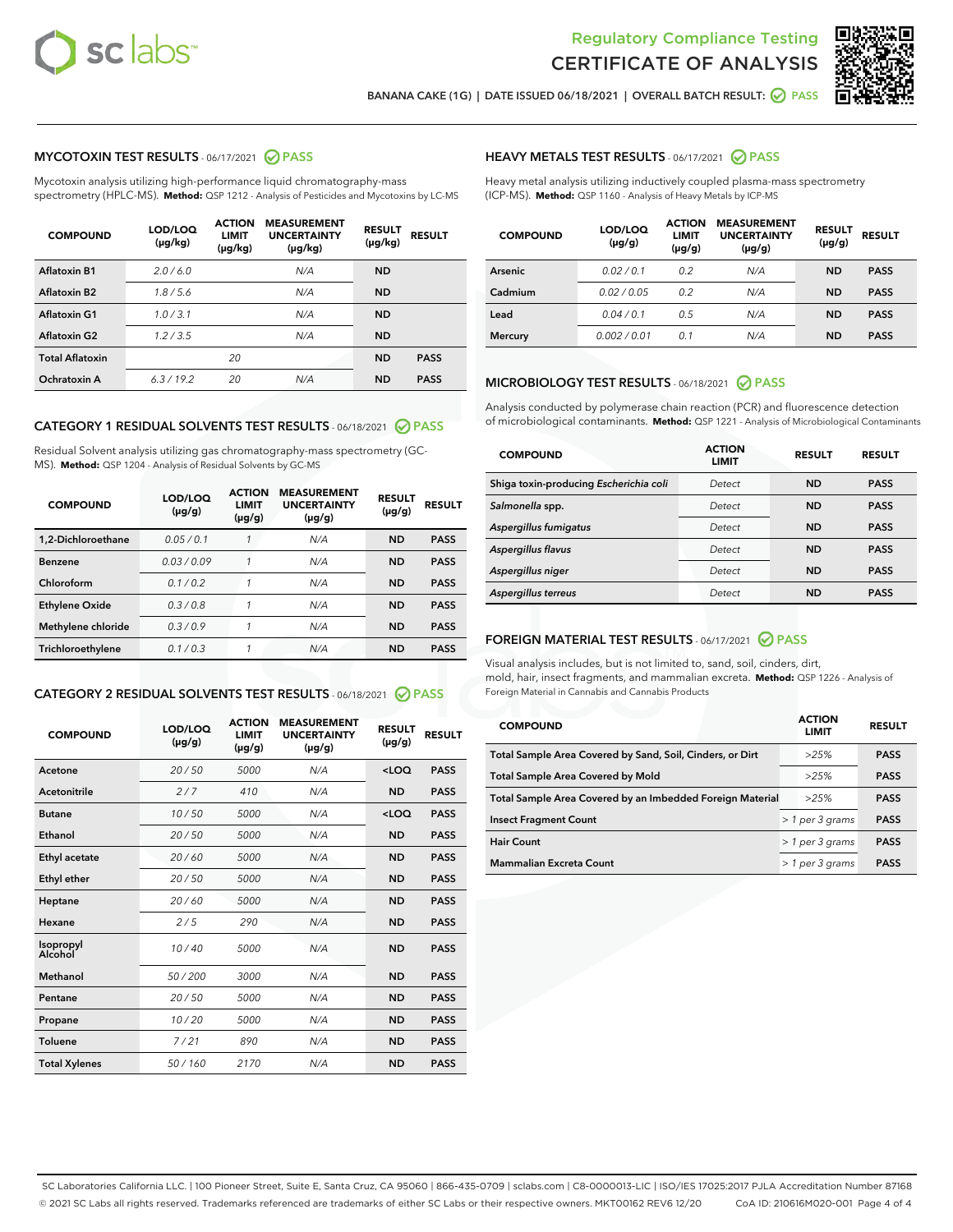Regulatory Compliance Testing
CERTIFICATE OF ANALYSIS

BANANA CAKE (1G) | DATE ISSUED 06/18/2021 | OVERALL BATCH RESULT: PASS

## MYCOTOXIN TEST RESULTS - 06/17/2021 PASS

Mycotoxin analysis utilizing high-performance liquid chromatography-mass spectrometry (HPLC-MS). **Method:** QSP 1212 - Analysis of Pesticides and Mycotoxins by LC-MS

| COMPOUND | LOD/LOQ (µg/kg) | ACTION LIMIT (µg/kg) | MEASUREMENT UNCERTAINTY (µg/kg) | RESULT (µg/kg) | RESULT |
|---|---|---|---|---|---|
| Aflatoxin B1 | 2.0 / 6.0 | | N/A | ND | |
| Aflatoxin B2 | 1.8 / 5.6 | | N/A | ND | |
| Aflatoxin G1 | 1.0 / 3.1 | | N/A | ND | |
| Aflatoxin G2 | 1.2 / 3.5 | | N/A | ND | |
| Total Aflatoxin | | 20 | | ND | PASS |
| Ochratoxin A | 6.3 / 19.2 | 20 | N/A | ND | PASS |

## CATEGORY 1 RESIDUAL SOLVENTS TEST RESULTS - 06/18/2021 PASS

Residual Solvent analysis utilizing gas chromatography-mass spectrometry (GC-MS). **Method:** QSP 1204 - Analysis of Residual Solvents by GC-MS

| COMPOUND | LOD/LOQ (µg/g) | ACTION LIMIT (µg/g) | MEASUREMENT UNCERTAINTY (µg/g) | RESULT (µg/g) | RESULT |
|---|---|---|---|---|---|
| 1,2-Dichloroethane | 0.05 / 0.1 | 1 | N/A | ND | PASS |
| Benzene | 0.03 / 0.09 | 1 | N/A | ND | PASS |
| Chloroform | 0.1 / 0.2 | 1 | N/A | ND | PASS |
| Ethylene Oxide | 0.3 / 0.8 | 1 | N/A | ND | PASS |
| Methylene chloride | 0.3 / 0.9 | 1 | N/A | ND | PASS |
| Trichloroethylene | 0.1 / 0.3 | 1 | N/A | ND | PASS |

## CATEGORY 2 RESIDUAL SOLVENTS TEST RESULTS - 06/18/2021 PASS

| COMPOUND | LOD/LOQ (µg/g) | ACTION LIMIT (µg/g) | MEASUREMENT UNCERTAINTY (µg/g) | RESULT (µg/g) | RESULT |
|---|---|---|---|---|---|
| Acetone | 20 / 50 | 5000 | N/A | <LOQ | PASS |
| Acetonitrile | 2 / 7 | 410 | N/A | ND | PASS |
| Butane | 10 / 50 | 5000 | N/A | <LOQ | PASS |
| Ethanol | 20 / 50 | 5000 | N/A | ND | PASS |
| Ethyl acetate | 20 / 60 | 5000 | N/A | ND | PASS |
| Ethyl ether | 20 / 50 | 5000 | N/A | ND | PASS |
| Heptane | 20 / 60 | 5000 | N/A | ND | PASS |
| Hexane | 2 / 5 | 290 | N/A | ND | PASS |
| Isopropyl Alcohol | 10 / 40 | 5000 | N/A | ND | PASS |
| Methanol | 50 / 200 | 3000 | N/A | ND | PASS |
| Pentane | 20 / 50 | 5000 | N/A | ND | PASS |
| Propane | 10 / 20 | 5000 | N/A | ND | PASS |
| Toluene | 7 / 21 | 890 | N/A | ND | PASS |
| Total Xylenes | 50 / 160 | 2170 | N/A | ND | PASS |

## HEAVY METALS TEST RESULTS - 06/17/2021 PASS

Heavy metal analysis utilizing inductively coupled plasma-mass spectrometry (ICP-MS). **Method:** QSP 1160 - Analysis of Heavy Metals by ICP-MS

| COMPOUND | LOD/LOQ (µg/g) | ACTION LIMIT (µg/g) | MEASUREMENT UNCERTAINTY (µg/g) | RESULT (µg/g) | RESULT |
|---|---|---|---|---|---|
| Arsenic | 0.02 / 0.1 | 0.2 | N/A | ND | PASS |
| Cadmium | 0.02 / 0.05 | 0.2 | N/A | ND | PASS |
| Lead | 0.04 / 0.1 | 0.5 | N/A | ND | PASS |
| Mercury | 0.002 / 0.01 | 0.1 | N/A | ND | PASS |

## MICROBIOLOGY TEST RESULTS - 06/18/2021 PASS

Analysis conducted by polymerase chain reaction (PCR) and fluorescence detection of microbiological contaminants. **Method:** QSP 1221 - Analysis of Microbiological Contaminants

| COMPOUND | ACTION LIMIT | RESULT | RESULT |
|---|---|---|---|
| Shiga toxin-producing *Escherichia coli* | Detect | ND | PASS |
| *Salmonella* spp. | Detect | ND | PASS |
| *Aspergillus fumigatus* | Detect | ND | PASS |
| *Aspergillus flavus* | Detect | ND | PASS |
| *Aspergillus niger* | Detect | ND | PASS |
| *Aspergillus terreus* | Detect | ND | PASS |

## FOREIGN MATERIAL TEST RESULTS - 06/17/2021 PASS

Visual analysis includes, but is not limited to, sand, soil, cinders, dirt, mold, hair, insect fragments, and mammalian excreta. **Method:** QSP 1226 - Analysis of Foreign Material in Cannabis and Cannabis Products

| COMPOUND | ACTION LIMIT | RESULT |
|---|---|---|
| Total Sample Area Covered by Sand, Soil, Cinders, or Dirt | >25% | PASS |
| Total Sample Area Covered by Mold | >25% | PASS |
| Total Sample Area Covered by an Imbedded Foreign Material | >25% | PASS |
| Insect Fragment Count | > 1 per 3 grams | PASS |
| Hair Count | > 1 per 3 grams | PASS |
| Mammalian Excreta Count | > 1 per 3 grams | PASS |

SC Laboratories California LLC. | 100 Pioneer Street, Suite E, Santa Cruz, CA 95060 | 866-435-0709 | sclabs.com | C8-0000013-LIC | ISO/IES 17025:2017 PJLA Accreditation Number 87168
© 2021 SC Labs all rights reserved. Trademarks referenced are trademarks of either SC Labs or their respective owners. MKT00162 REV6 12/20 CoA ID: 210616M020-001